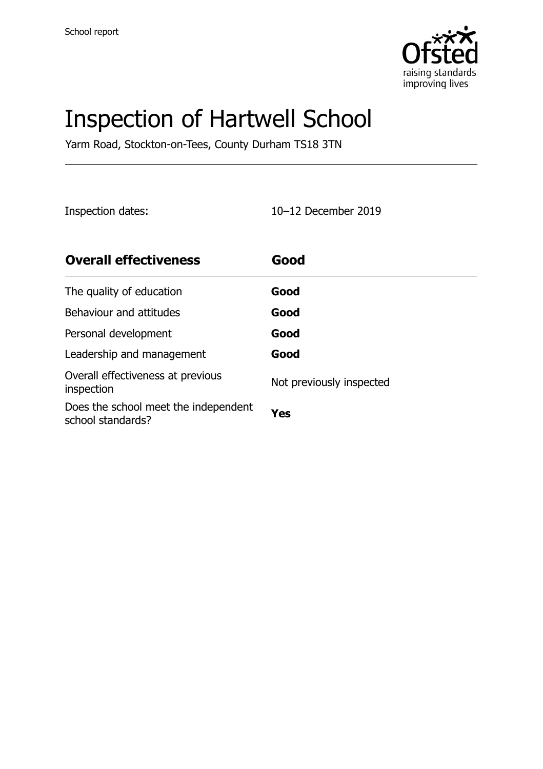School report

# Inspection of Hartwell School

Yarm Road, Stockton-on-Tees, County Durham TS18 3TN

Inspection dates: 10–12 December 2019

| **Overall effectiveness** | **Good** |
| --- | --- |
| The quality of education | **Good** |
| Behaviour and attitudes | **Good** |
| Personal development | **Good** |
| Leadership and management | **Good** |
| Overall effectiveness at previous inspection | Not previously inspected |
| Does the school meet the independent school standards? | **Yes** |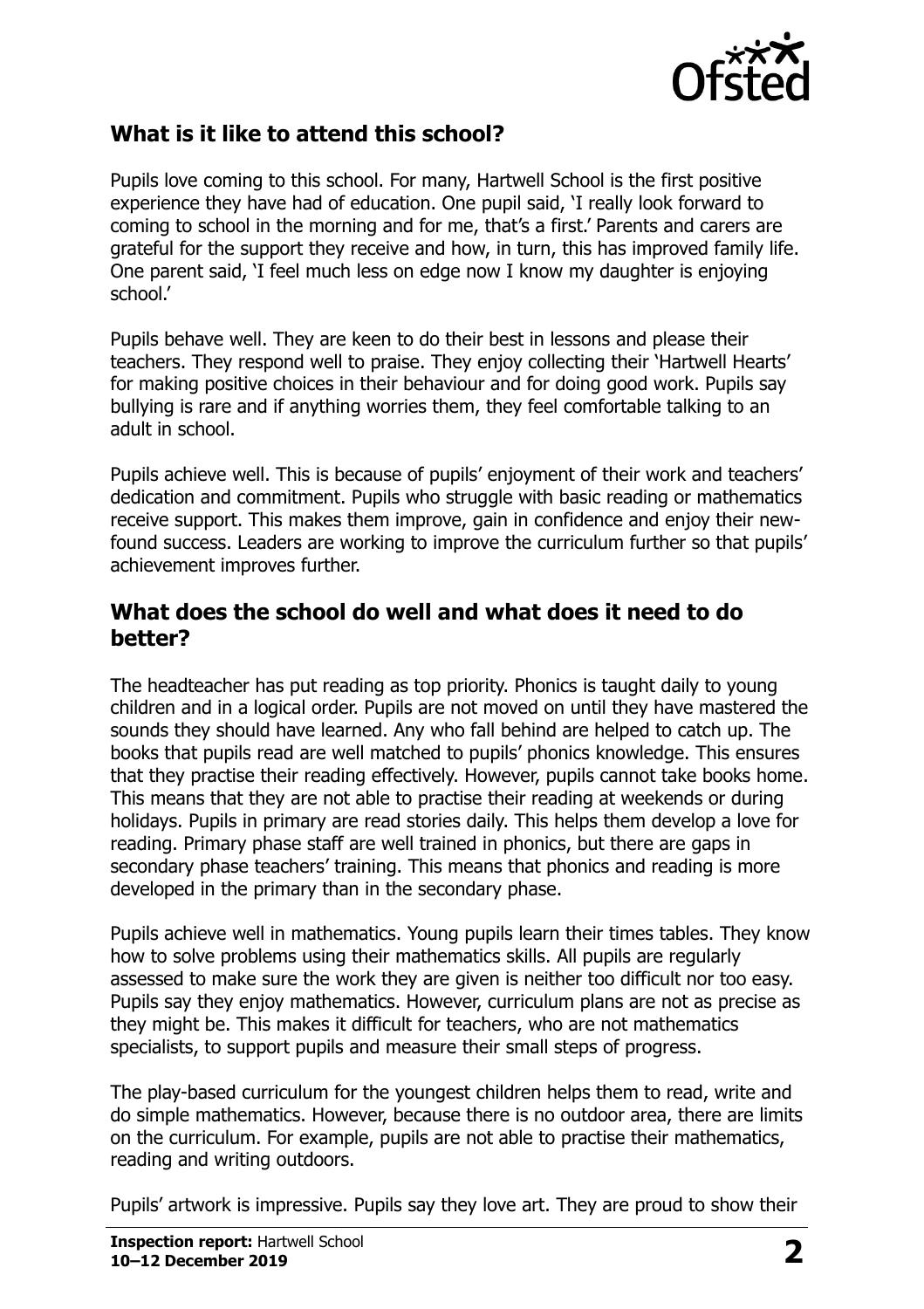## What is it like to attend this school?

Pupils love coming to this school. For many, Hartwell School is the first positive experience they have had of education. One pupil said, 'I really look forward to coming to school in the morning and for me, that's a first.' Parents and carers are grateful for the support they receive and how, in turn, this has improved family life. One parent said, 'I feel much less on edge now I know my daughter is enjoying school.'

Pupils behave well. They are keen to do their best in lessons and please their teachers. They respond well to praise. They enjoy collecting their 'Hartwell Hearts' for making positive choices in their behaviour and for doing good work. Pupils say bullying is rare and if anything worries them, they feel comfortable talking to an adult in school.

Pupils achieve well. This is because of pupils' enjoyment of their work and teachers' dedication and commitment. Pupils who struggle with basic reading or mathematics receive support. This makes them improve, gain in confidence and enjoy their new-found success. Leaders are working to improve the curriculum further so that pupils' achievement improves further.

## What does the school do well and what does it need to do better?

The headteacher has put reading as top priority. Phonics is taught daily to young children and in a logical order. Pupils are not moved on until they have mastered the sounds they should have learned. Any who fall behind are helped to catch up. The books that pupils read are well matched to pupils' phonics knowledge. This ensures that they practise their reading effectively. However, pupils cannot take books home. This means that they are not able to practise their reading at weekends or during holidays. Pupils in primary are read stories daily. This helps them develop a love for reading. Primary phase staff are well trained in phonics, but there are gaps in secondary phase teachers' training. This means that phonics and reading is more developed in the primary than in the secondary phase.

Pupils achieve well in mathematics. Young pupils learn their times tables. They know how to solve problems using their mathematics skills. All pupils are regularly assessed to make sure the work they are given is neither too difficult nor too easy. Pupils say they enjoy mathematics. However, curriculum plans are not as precise as they might be. This makes it difficult for teachers, who are not mathematics specialists, to support pupils and measure their small steps of progress.

The play-based curriculum for the youngest children helps them to read, write and do simple mathematics. However, because there is no outdoor area, there are limits on the curriculum. For example, pupils are not able to practise their mathematics, reading and writing outdoors.

Pupils' artwork is impressive. Pupils say they love art. They are proud to show their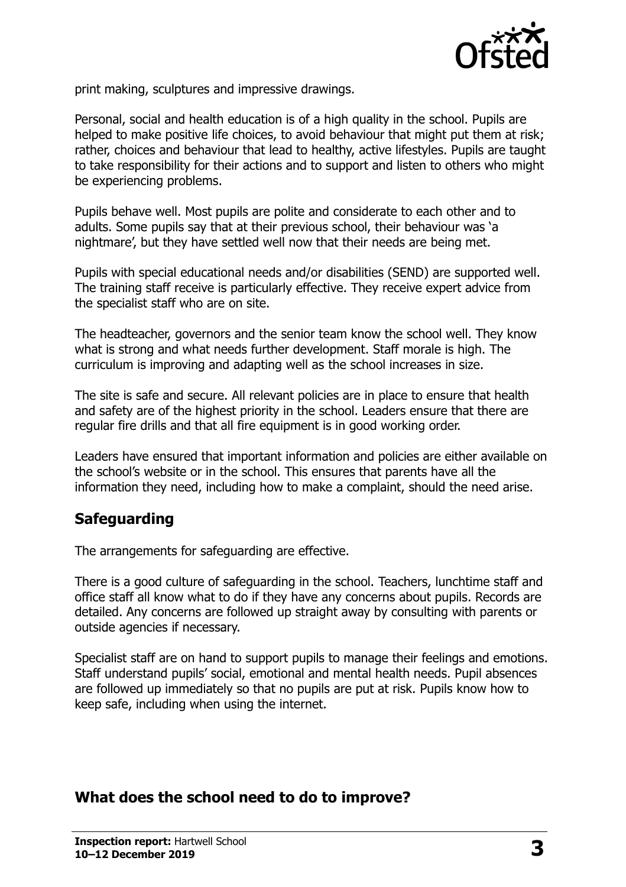print making, sculptures and impressive drawings.

Personal, social and health education is of a high quality in the school. Pupils are helped to make positive life choices, to avoid behaviour that might put them at risk; rather, choices and behaviour that lead to healthy, active lifestyles. Pupils are taught to take responsibility for their actions and to support and listen to others who might be experiencing problems.

Pupils behave well. Most pupils are polite and considerate to each other and to adults. Some pupils say that at their previous school, their behaviour was 'a nightmare', but they have settled well now that their needs are being met.

Pupils with special educational needs and/or disabilities (SEND) are supported well. The training staff receive is particularly effective. They receive expert advice from the specialist staff who are on site.

The headteacher, governors and the senior team know the school well. They know what is strong and what needs further development. Staff morale is high. The curriculum is improving and adapting well as the school increases in size.

The site is safe and secure. All relevant policies are in place to ensure that health and safety are of the highest priority in the school. Leaders ensure that there are regular fire drills and that all fire equipment is in good working order.

Leaders have ensured that important information and policies are either available on the school's website or in the school. This ensures that parents have all the information they need, including how to make a complaint, should the need arise.

## Safeguarding

The arrangements for safeguarding are effective.

There is a good culture of safeguarding in the school. Teachers, lunchtime staff and office staff all know what to do if they have any concerns about pupils. Records are detailed. Any concerns are followed up straight away by consulting with parents or outside agencies if necessary.

Specialist staff are on hand to support pupils to manage their feelings and emotions. Staff understand pupils' social, emotional and mental health needs. Pupil absences are followed up immediately so that no pupils are put at risk. Pupils know how to keep safe, including when using the internet.

## What does the school need to do to improve?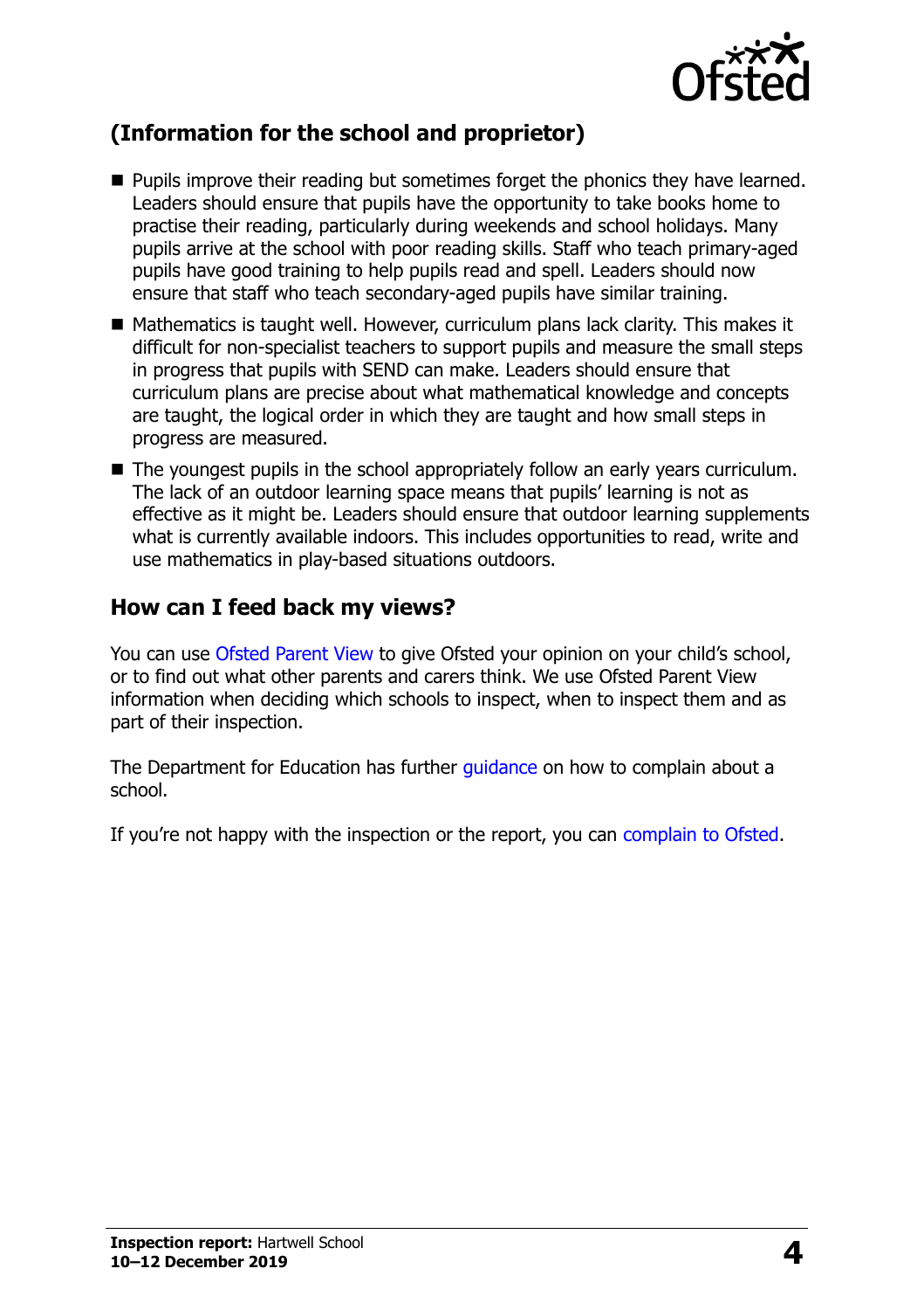## (Information for the school and proprietor)

- Pupils improve their reading but sometimes forget the phonics they have learned. Leaders should ensure that pupils have the opportunity to take books home to practise their reading, particularly during weekends and school holidays. Many pupils arrive at the school with poor reading skills. Staff who teach primary-aged pupils have good training to help pupils read and spell. Leaders should now ensure that staff who teach secondary-aged pupils have similar training.
- Mathematics is taught well. However, curriculum plans lack clarity. This makes it difficult for non-specialist teachers to support pupils and measure the small steps in progress that pupils with SEND can make. Leaders should ensure that curriculum plans are precise about what mathematical knowledge and concepts are taught, the logical order in which they are taught and how small steps in progress are measured.
- The youngest pupils in the school appropriately follow an early years curriculum. The lack of an outdoor learning space means that pupils' learning is not as effective as it might be. Leaders should ensure that outdoor learning supplements what is currently available indoors. This includes opportunities to read, write and use mathematics in play-based situations outdoors.

## How can I feed back my views?

You can use Ofsted Parent View to give Ofsted your opinion on your child's school, or to find out what other parents and carers think. We use Ofsted Parent View information when deciding which schools to inspect, when to inspect them and as part of their inspection.

The Department for Education has further guidance on how to complain about a school.

If you're not happy with the inspection or the report, you can complain to Ofsted.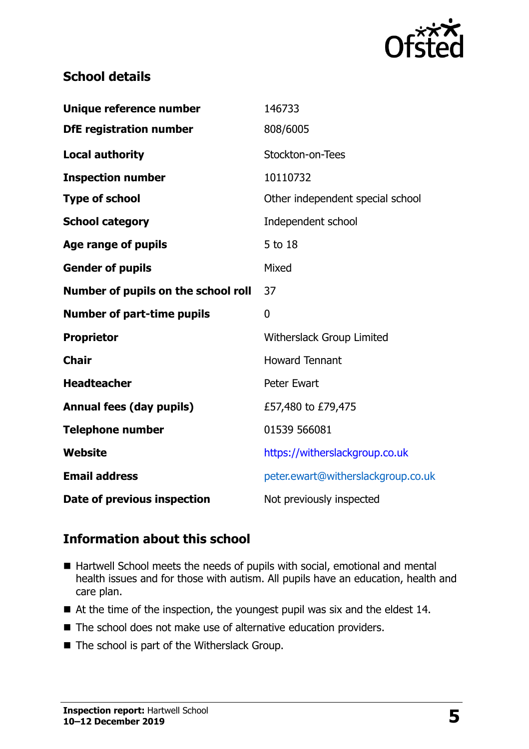## School details

| | |
|---|---|
| **Unique reference number** | 146733 |
| **DfE registration number** | 808/6005 |
| **Local authority** | Stockton-on-Tees |
| **Inspection number** | 10110732 |
| **Type of school** | Other independent special school |
| **School category** | Independent school |
| **Age range of pupils** | 5 to 18 |
| **Gender of pupils** | Mixed |
| **Number of pupils on the school roll** | 37 |
| **Number of part-time pupils** | 0 |
| **Proprietor** | Witherslack Group Limited |
| **Chair** | Howard Tennant |
| **Headteacher** | Peter Ewart |
| **Annual fees (day pupils)** | £57,480 to £79,475 |
| **Telephone number** | 01539 566081 |
| **Website** | https://witherslackgroup.co.uk |
| **Email address** | peter.ewart@witherslackgroup.co.uk |
| **Date of previous inspection** | Not previously inspected |

## Information about this school

- Hartwell School meets the needs of pupils with social, emotional and mental health issues and for those with autism. All pupils have an education, health and care plan.
- At the time of the inspection, the youngest pupil was six and the eldest 14.
- The school does not make use of alternative education providers.
- The school is part of the Witherslack Group.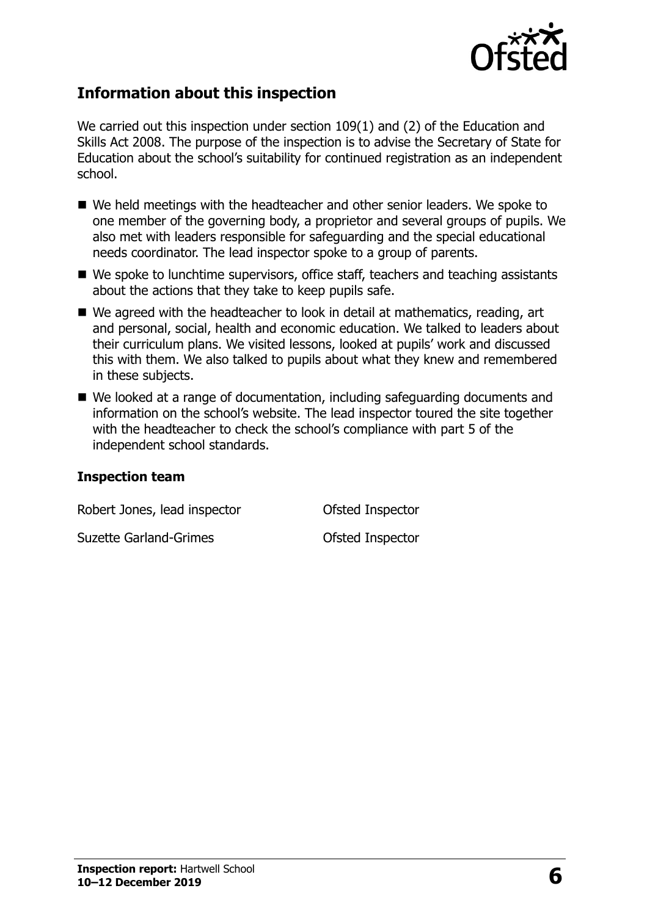## Information about this inspection

We carried out this inspection under section 109(1) and (2) of the Education and Skills Act 2008. The purpose of the inspection is to advise the Secretary of State for Education about the school's suitability for continued registration as an independent school.

- We held meetings with the headteacher and other senior leaders. We spoke to one member of the governing body, a proprietor and several groups of pupils. We also met with leaders responsible for safeguarding and the special educational needs coordinator. The lead inspector spoke to a group of parents.
- We spoke to lunchtime supervisors, office staff, teachers and teaching assistants about the actions that they take to keep pupils safe.
- We agreed with the headteacher to look in detail at mathematics, reading, art and personal, social, health and economic education. We talked to leaders about their curriculum plans. We visited lessons, looked at pupils' work and discussed this with them. We also talked to pupils about what they knew and remembered in these subjects.
- We looked at a range of documentation, including safeguarding documents and information on the school's website. The lead inspector toured the site together with the headteacher to check the school's compliance with part 5 of the independent school standards.

### Inspection team

| | |
|---|---|
| Robert Jones, lead inspector | Ofsted Inspector |
| Suzette Garland-Grimes | Ofsted Inspector |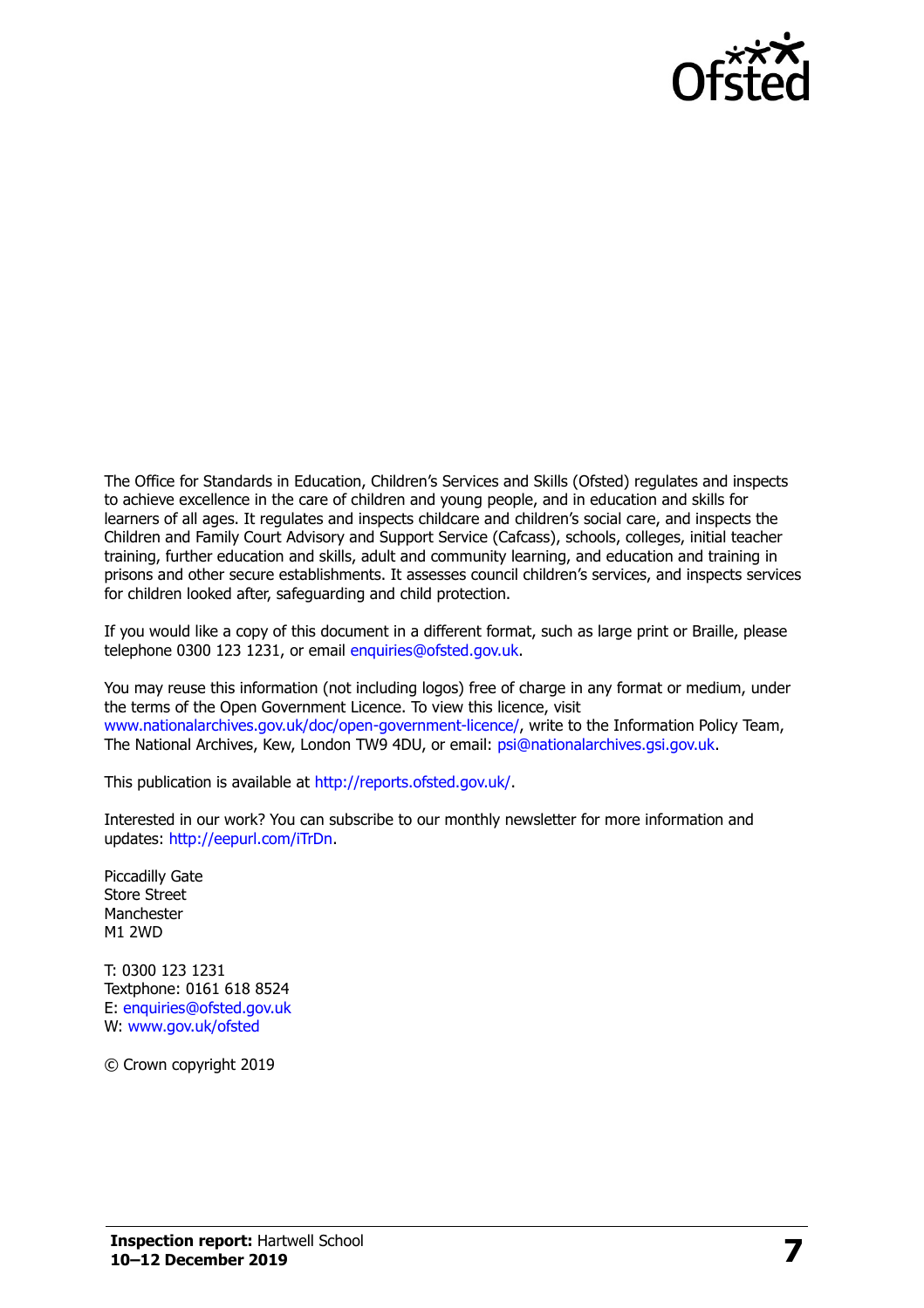The Office for Standards in Education, Children's Services and Skills (Ofsted) regulates and inspects to achieve excellence in the care of children and young people, and in education and skills for learners of all ages. It regulates and inspects childcare and children's social care, and inspects the Children and Family Court Advisory and Support Service (Cafcass), schools, colleges, initial teacher training, further education and skills, adult and community learning, and education and training in prisons and other secure establishments. It assesses council children's services, and inspects services for children looked after, safeguarding and child protection.

If you would like a copy of this document in a different format, such as large print or Braille, please telephone 0300 123 1231, or email enquiries@ofsted.gov.uk.

You may reuse this information (not including logos) free of charge in any format or medium, under the terms of the Open Government Licence. To view this licence, visit www.nationalarchives.gov.uk/doc/open-government-licence/, write to the Information Policy Team, The National Archives, Kew, London TW9 4DU, or email: psi@nationalarchives.gsi.gov.uk.

This publication is available at http://reports.ofsted.gov.uk/.

Interested in our work? You can subscribe to our monthly newsletter for more information and updates: http://eepurl.com/iTrDn.

Piccadilly Gate
Store Street
Manchester
M1 2WD

T: 0300 123 1231
Textphone: 0161 618 8524
E: enquiries@ofsted.gov.uk
W: www.gov.uk/ofsted

© Crown copyright 2019